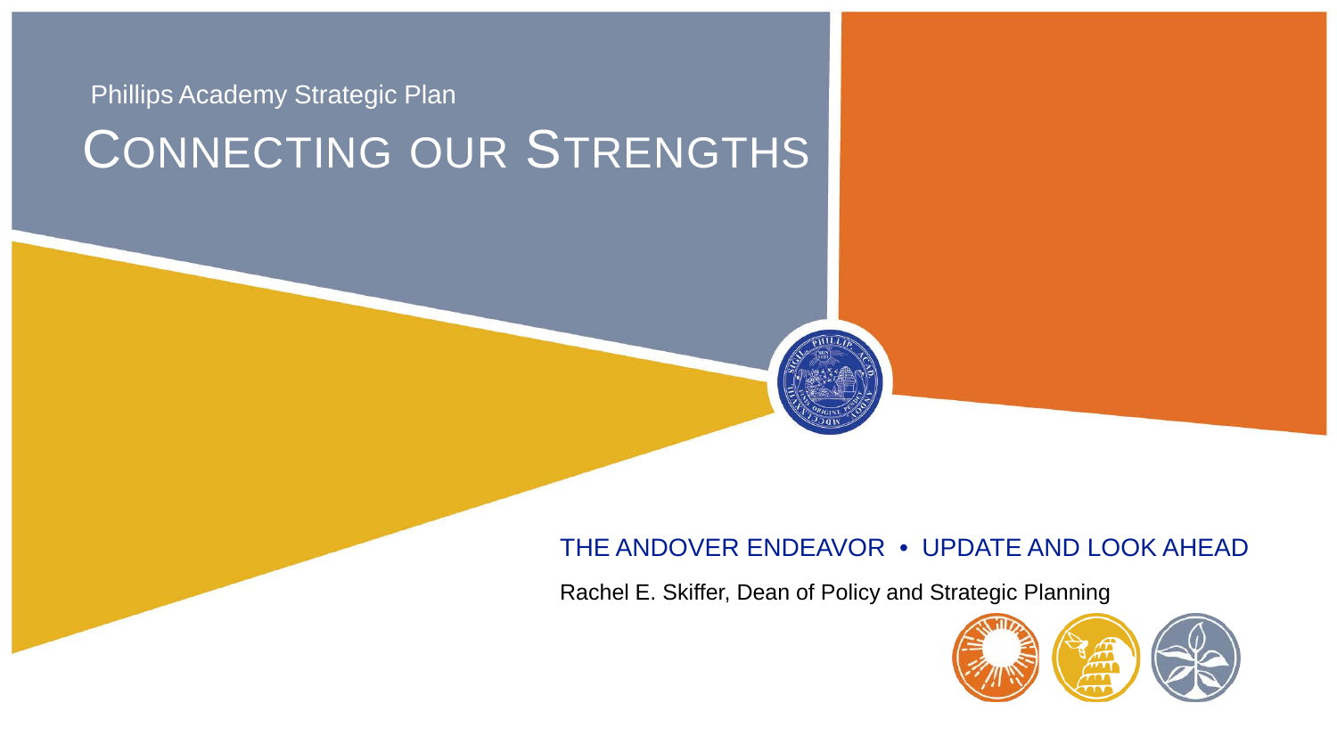Phillips Academy Strategic Plan

# Connecting our Strengths

THE ANDOVER ENDEAVOR • UPDATE AND LOOK AHEAD

Rachel E. Skiffer, Dean of Policy and Strategic Planning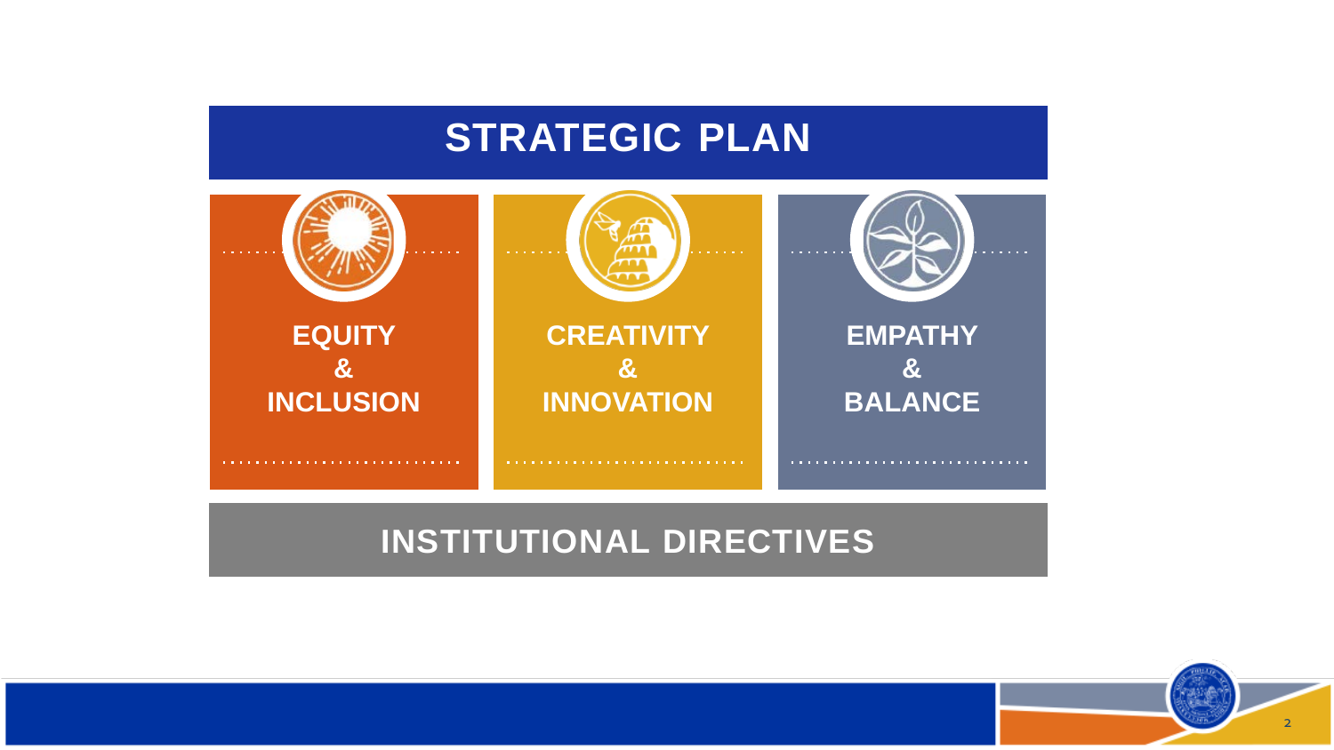# STRATEGIC PLAN

**EQUITY & INCLUSION**

**CREATIVITY & INNOVATION**

**EMPATHY & BALANCE**

## INSTITUTIONAL DIRECTIVES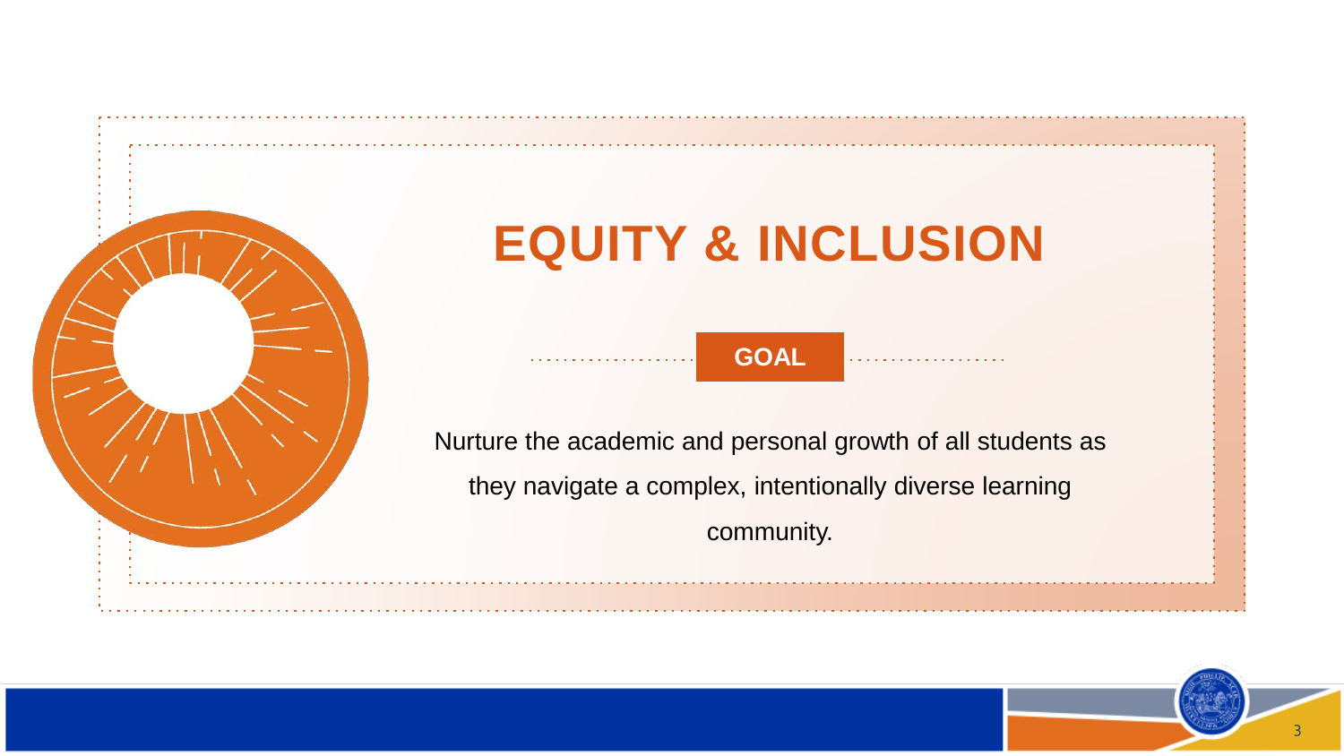# EQUITY & INCLUSION

**GOAL**

Nurture the academic and personal growth of all students as they navigate a complex, intentionally diverse learning community.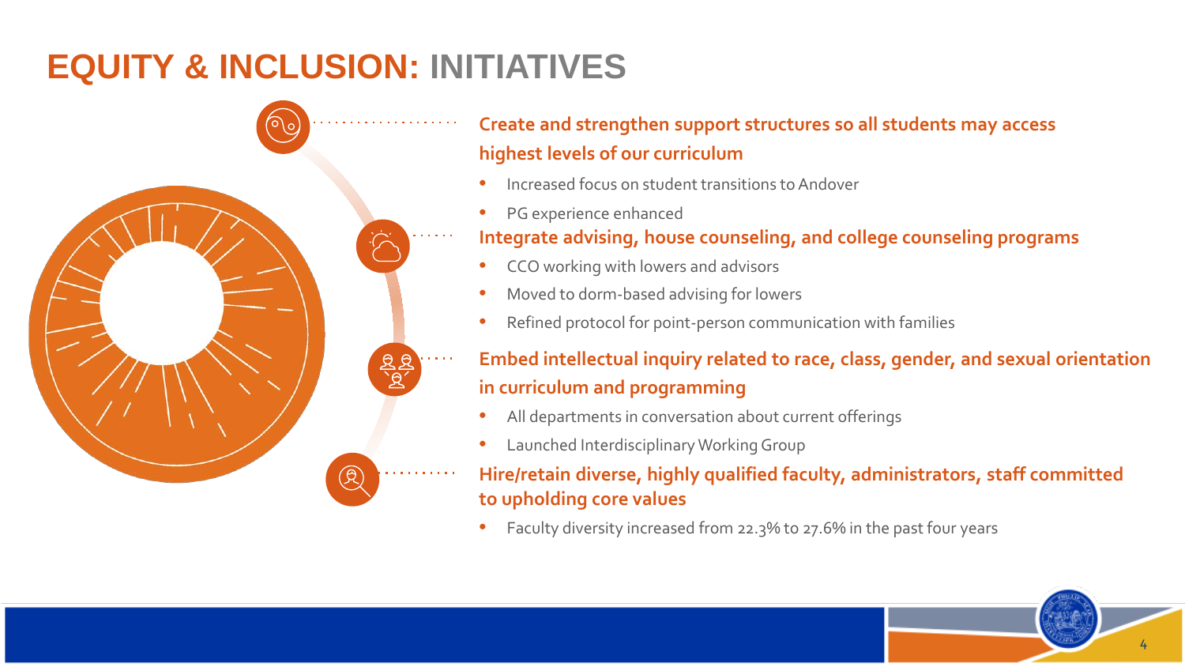# EQUITY & INCLUSION: INITIATIVES

**Create and strengthen support structures so all students may access highest levels of our curriculum**

- Increased focus on student transitions to Andover
- PG experience enhanced

**Integrate advising, house counseling, and college counseling programs**

- CCO working with lowers and advisors
- Moved to dorm-based advising for lowers
- Refined protocol for point-person communication with families

**Embed intellectual inquiry related to race, class, gender, and sexual orientation in curriculum and programming**

- All departments in conversation about current offerings
- Launched Interdisciplinary Working Group

**Hire/retain diverse, highly qualified faculty, administrators, staff committed to upholding core values**

- Faculty diversity increased from 22.3% to 27.6% in the past four years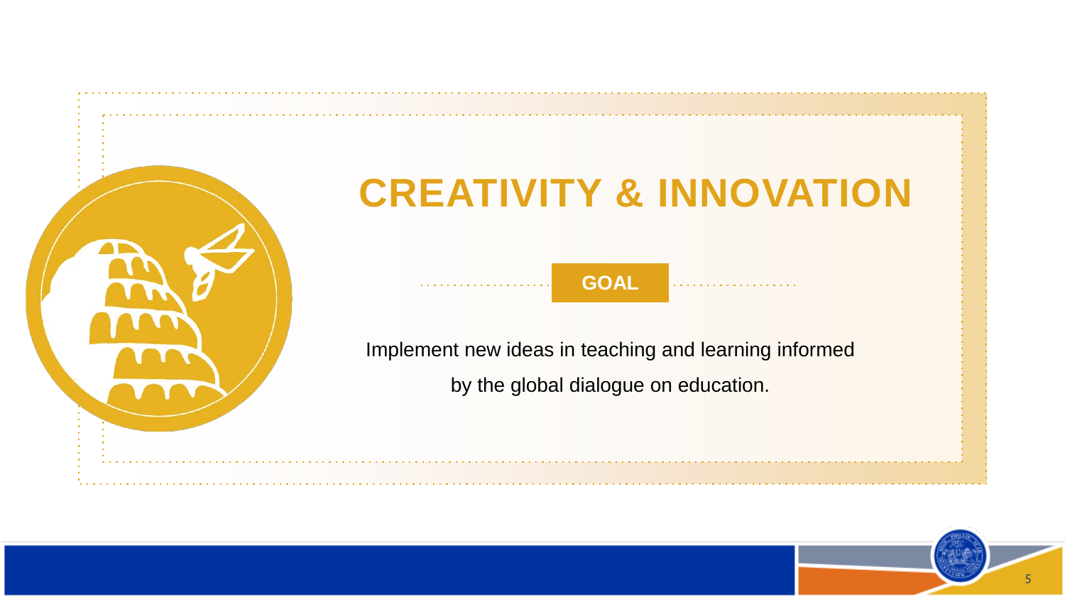# CREATIVITY & INNOVATION

**GOAL**

Implement new ideas in teaching and learning informed by the global dialogue on education.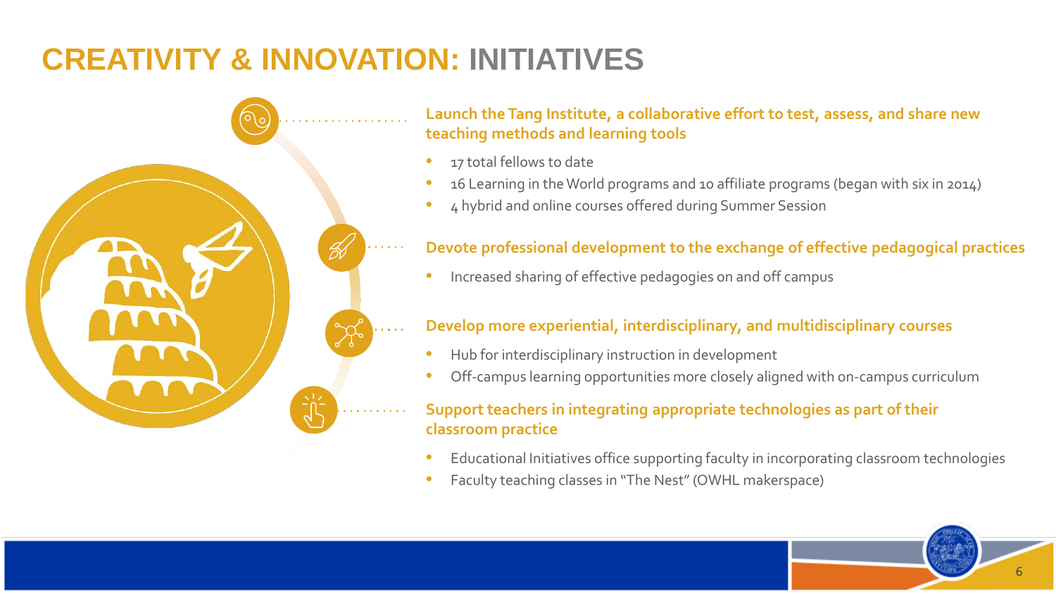# CREATIVITY & INNOVATION: INITIATIVES

### Launch the Tang Institute, a collaborative effort to test, assess, and share new teaching methods and learning tools

- 17 total fellows to date
- 16 Learning in the World programs and 10 affiliate programs (began with six in 2014)
- 4 hybrid and online courses offered during Summer Session

### Devote professional development to the exchange of effective pedagogical practices

- Increased sharing of effective pedagogies on and off campus

### Develop more experiential, interdisciplinary, and multidisciplinary courses

- Hub for interdisciplinary instruction in development
- Off-campus learning opportunities more closely aligned with on-campus curriculum

### Support teachers in integrating appropriate technologies as part of their classroom practice

- Educational Initiatives office supporting faculty in incorporating classroom technologies
- Faculty teaching classes in "The Nest" (OWHL makerspace)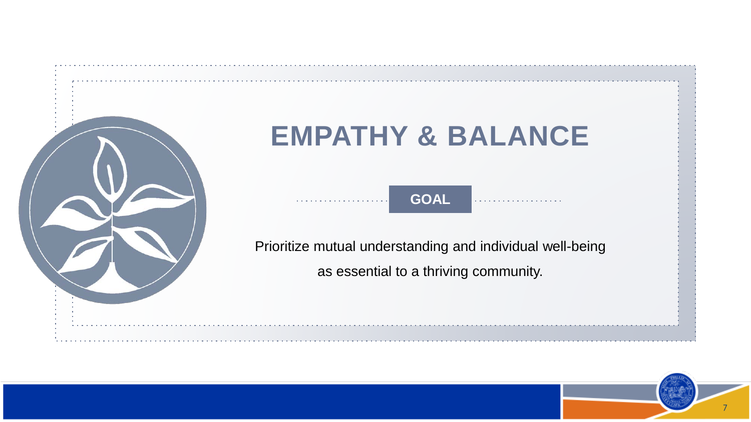# EMPATHY & BALANCE

**GOAL**

Prioritize mutual understanding and individual well-being as essential to a thriving community.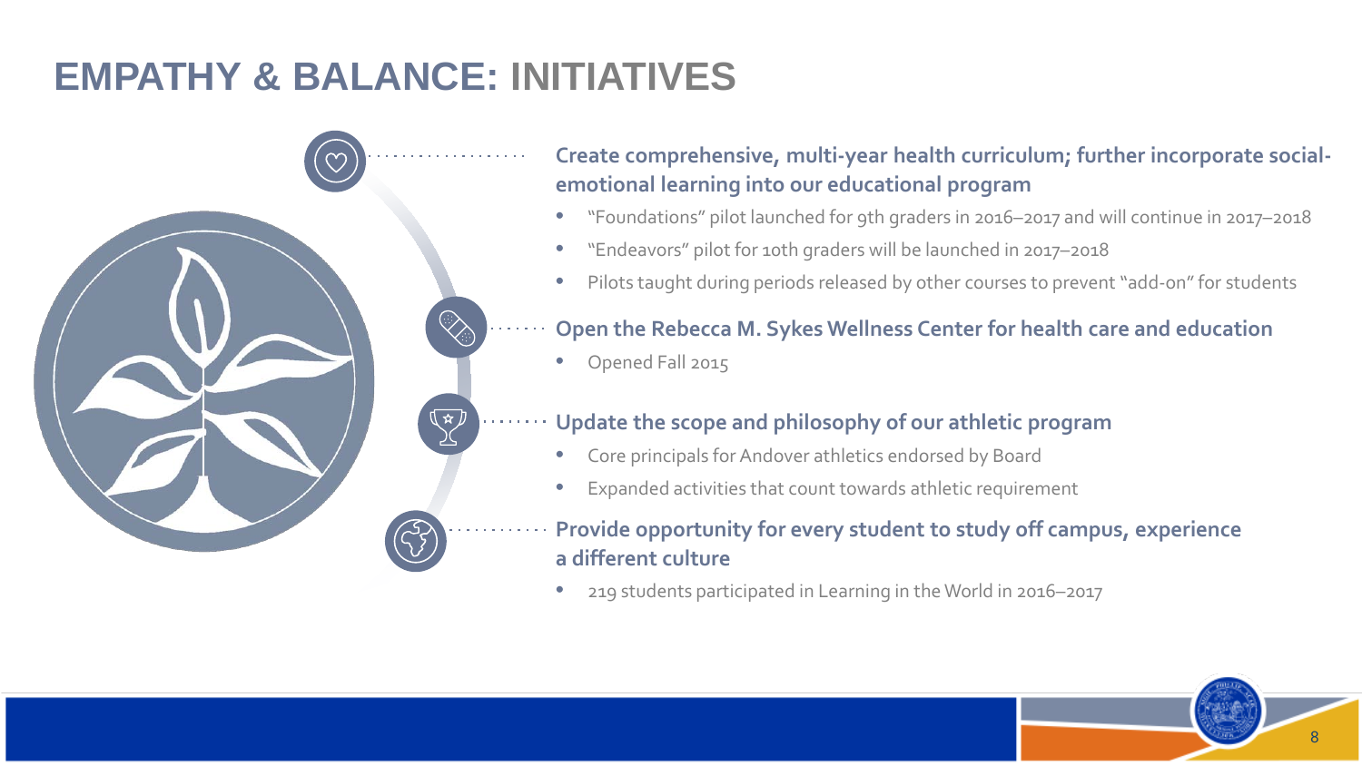# EMPATHY & BALANCE: INITIATIVES

**Create comprehensive, multi-year health curriculum; further incorporate social-emotional learning into our educational program**

- "Foundations" pilot launched for 9th graders in 2016–2017 and will continue in 2017–2018
- "Endeavors" pilot for 10th graders will be launched in 2017–2018
- Pilots taught during periods released by other courses to prevent "add-on" for students

**Open the Rebecca M. Sykes Wellness Center for health care and education**

- Opened Fall 2015

**Update the scope and philosophy of our athletic program**

- Core principals for Andover athletics endorsed by Board
- Expanded activities that count towards athletic requirement

**Provide opportunity for every student to study off campus, experience a different culture**

- 219 students participated in Learning in the World in 2016–2017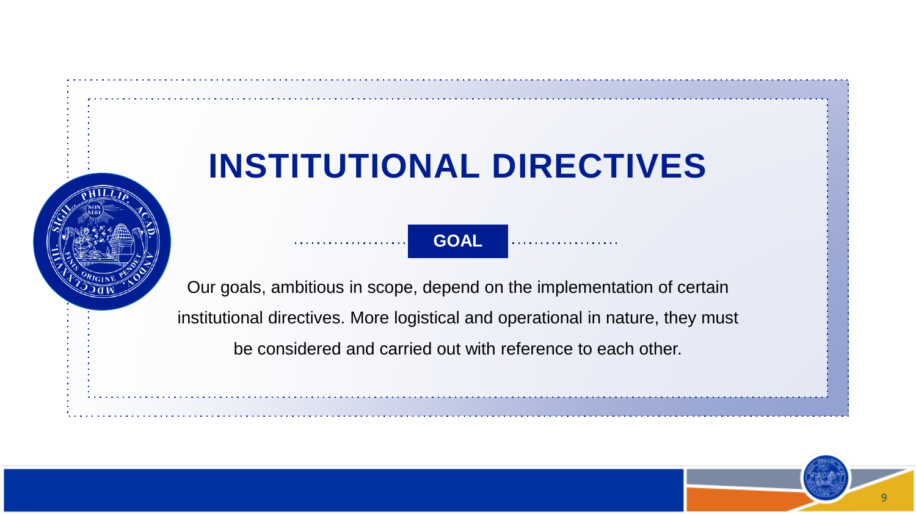# INSTITUTIONAL DIRECTIVES

## GOAL

Our goals, ambitious in scope, depend on the implementation of certain institutional directives. More logistical and operational in nature, they must be considered and carried out with reference to each other.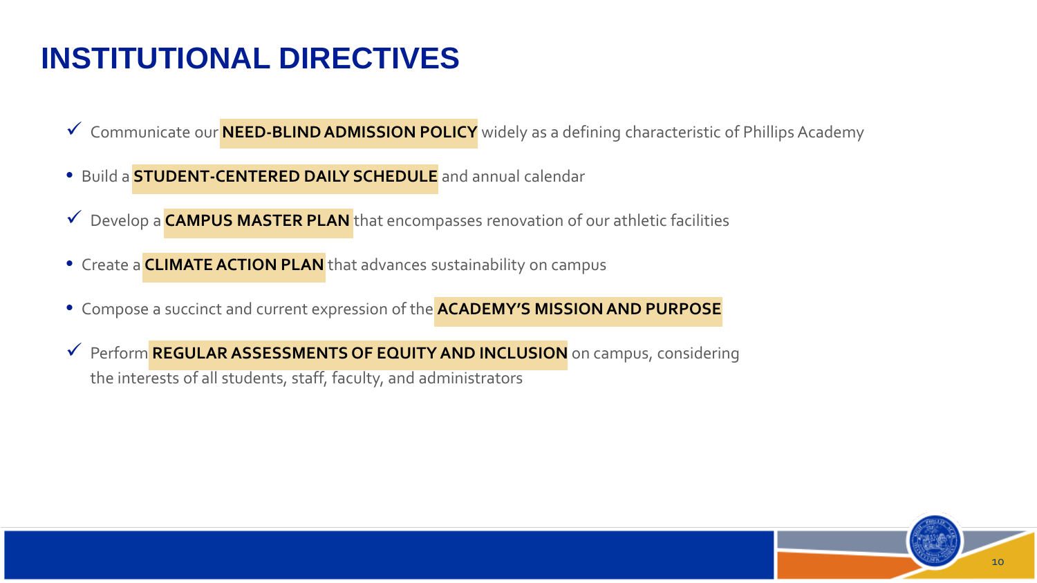# INSTITUTIONAL DIRECTIVES

- ✓ Communicate our **NEED-BLIND ADMISSION POLICY** widely as a defining characteristic of Phillips Academy
- Build a **STUDENT-CENTERED DAILY SCHEDULE** and annual calendar
- ✓ Develop a **CAMPUS MASTER PLAN** that encompasses renovation of our athletic facilities
- Create a **CLIMATE ACTION PLAN** that advances sustainability on campus
- Compose a succinct and current expression of the **ACADEMY'S MISSION AND PURPOSE**
- ✓ Perform **REGULAR ASSESSMENTS OF EQUITY AND INCLUSION** on campus, considering the interests of all students, staff, faculty, and administrators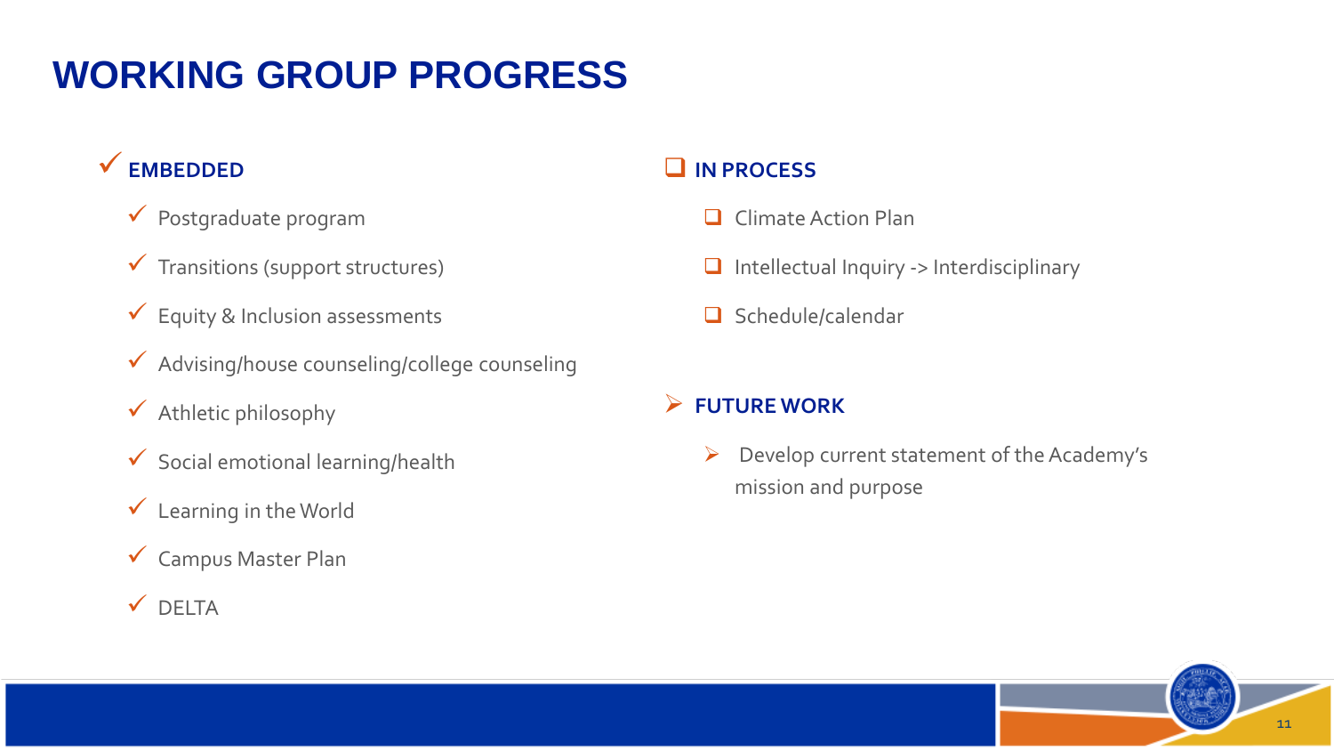# WORKING GROUP PROGRESS

## ✓ EMBEDDED

- ✓ Postgraduate program
- ✓ Transitions (support structures)
- ✓ Equity & Inclusion assessments
- ✓ Advising/house counseling/college counseling
- ✓ Athletic philosophy
- ✓ Social emotional learning/health
- ✓ Learning in the World
- ✓ Campus Master Plan
- ✓ DELTA

## ❑ IN PROCESS

- ❑ Climate Action Plan
- ❑ Intellectual Inquiry -> Interdisciplinary
- ❑ Schedule/calendar

## ➢ FUTURE WORK

- ➢ Develop current statement of the Academy's mission and purpose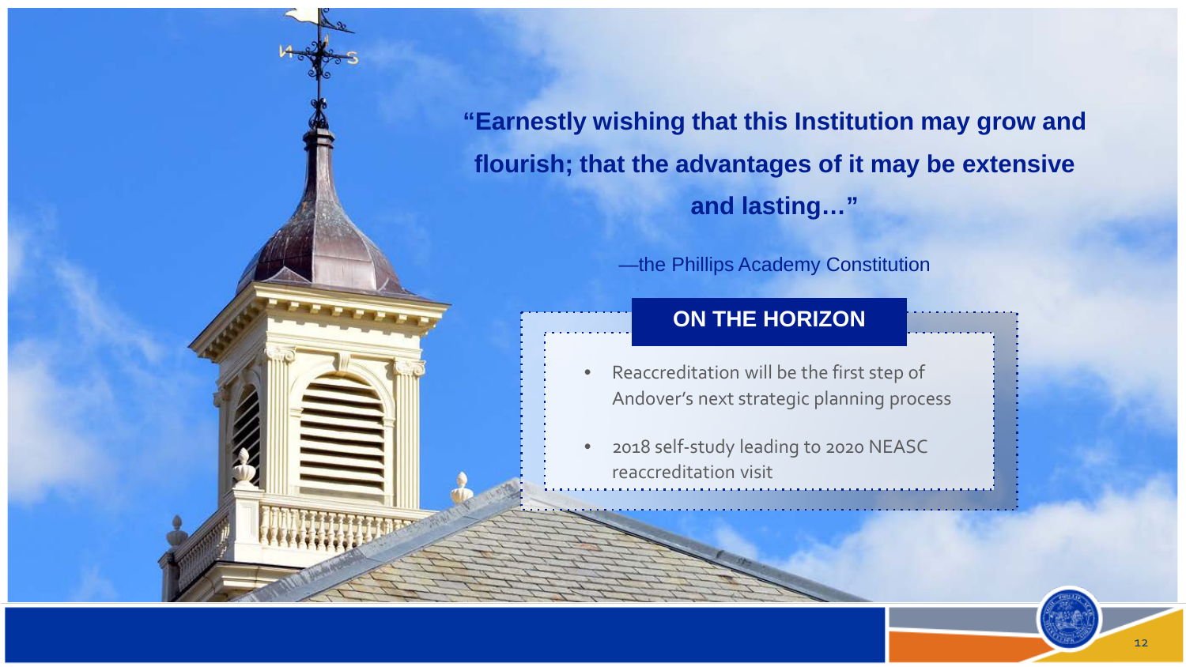**“Earnestly wishing that this Institution may grow and flourish; that the advantages of it may be extensive and lasting…”**

—the Phillips Academy Constitution

## ON THE HORIZON

- Reaccreditation will be the first step of Andover’s next strategic planning process
- 2018 self-study leading to 2020 NEASC reaccreditation visit